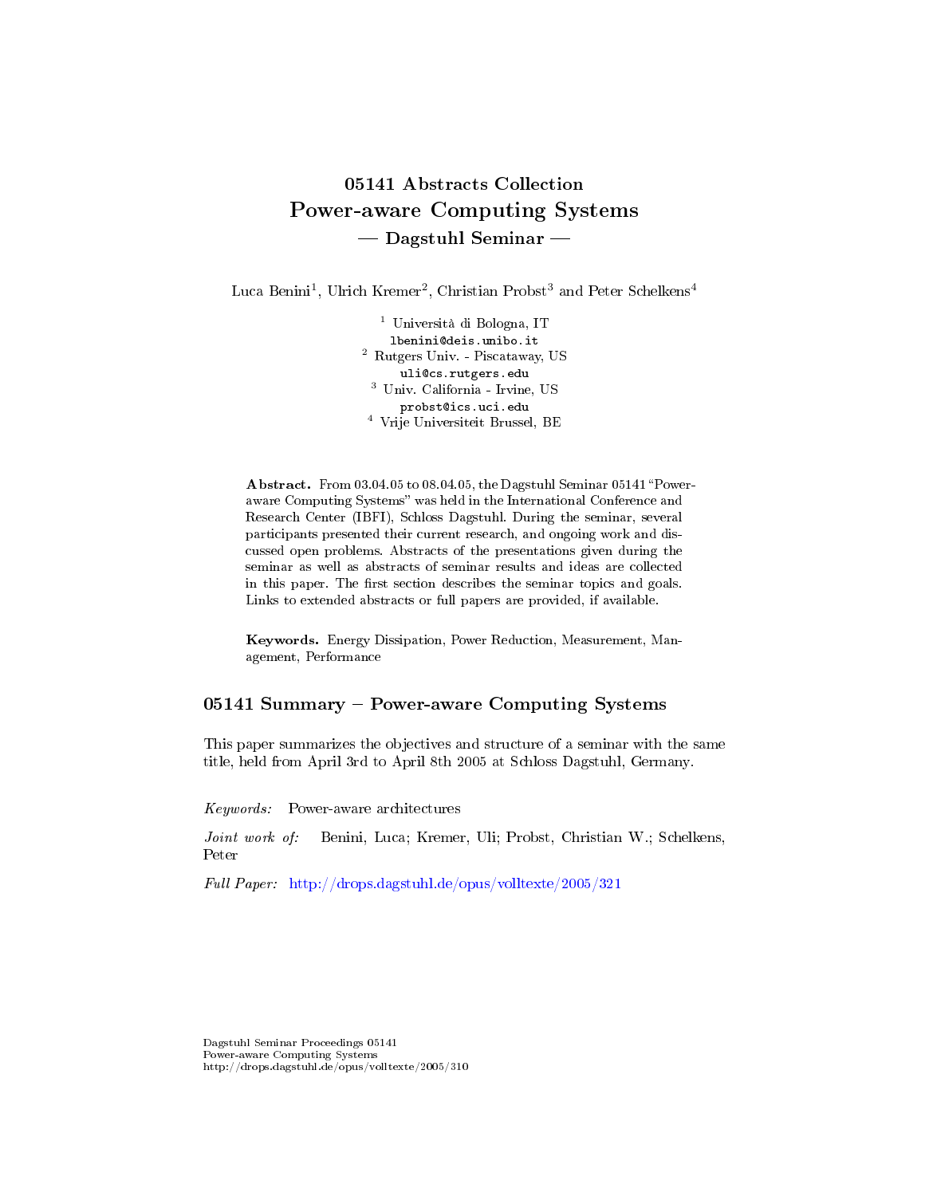# 05141 Abstracts Collection
# Power-aware Computing Systems
## — Dagstuhl Seminar —

Luca Benini[1], Ulrich Kremer[2], Christian Probst[3] and Peter Schelkens[4]

[1] Università di Bologna, IT
lbenini@deis.unibo.it
[2] Rutgers Univ. - Piscataway, US
uli@cs.rutgers.edu
[3] Univ. California - Irvine, US
probst@ics.uci.edu
[4] Vrije Universiteit Brussel, BE

**Abstract.** From 03.04.05 to 08.04.05, the Dagstuhl Seminar 05141 "Power-aware Computing Systems" was held in the International Conference and Research Center (IBFI), Schloss Dagstuhl. During the seminar, several participants presented their current research, and ongoing work and discussed open problems. Abstracts of the presentations given during the seminar as well as abstracts of seminar results and ideas are collected in this paper. The first section describes the seminar topics and goals. Links to extended abstracts or full papers are provided, if available.

**Keywords.** Energy Dissipation, Power Reduction, Measurement, Management, Performance

## 05141 Summary – Power-aware Computing Systems

This paper summarizes the objectives and structure of a seminar with the same title, held from April 3rd to April 8th 2005 at Schloss Dagstuhl, Germany.

*Keywords:* Power-aware architectures

*Joint work of:* Benini, Luca; Kremer, Uli; Probst, Christian W.; Schelkens, Peter

*Full Paper:* http://drops.dagstuhl.de/opus/volltexte/2005/321

Dagstuhl Seminar Proceedings 05141
Power-aware Computing Systems
http://drops.dagstuhl.de/opus/volltexte/2005/310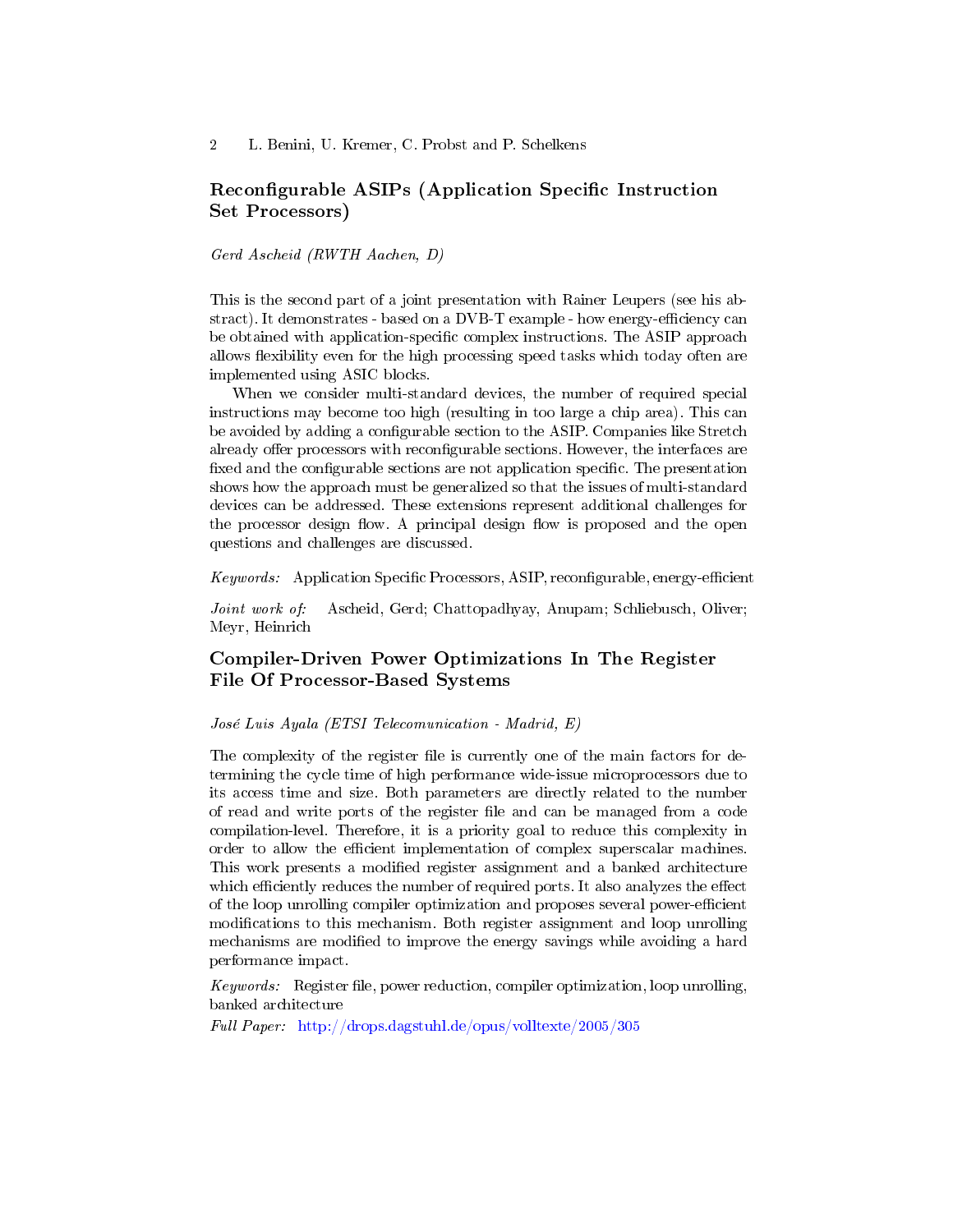## Reconfigurable ASIPs (Application Specific Instruction Set Processors)

*Gerd Ascheid (RWTH Aachen, D)*

This is the second part of a joint presentation with Rainer Leupers (see his abstract). It demonstrates - based on a DVB-T example - how energy-efficiency can be obtained with application-specific complex instructions. The ASIP approach allows flexibility even for the high processing speed tasks which today often are implemented using ASIC blocks.

When we consider multi-standard devices, the number of required special instructions may become too high (resulting in too large a chip area). This can be avoided by adding a configurable section to the ASIP. Companies like Stretch already offer processors with reconfigurable sections. However, the interfaces are fixed and the configurable sections are not application specific. The presentation shows how the approach must be generalized so that the issues of multi-standard devices can be addressed. These extensions represent additional challenges for the processor design flow. A principal design flow is proposed and the open questions and challenges are discussed.

*Keywords:* Application Specific Processors, ASIP, reconfigurable, energy-efficient

*Joint work of:* Ascheid, Gerd; Chattopadhyay, Anupam; Schliebusch, Oliver; Meyr, Heinrich

## Compiler-Driven Power Optimizations In The Register File Of Processor-Based Systems

*José Luis Ayala (ETSI Telecomunication - Madrid, E)*

The complexity of the register file is currently one of the main factors for determining the cycle time of high performance wide-issue microprocessors due to its access time and size. Both parameters are directly related to the number of read and write ports of the register file and can be managed from a code compilation-level. Therefore, it is a priority goal to reduce this complexity in order to allow the efficient implementation of complex superscalar machines. This work presents a modified register assignment and a banked architecture which efficiently reduces the number of required ports. It also analyzes the effect of the loop unrolling compiler optimization and proposes several power-efficient modifications to this mechanism. Both register assignment and loop unrolling mechanisms are modified to improve the energy savings while avoiding a hard performance impact.

*Keywords:* Register file, power reduction, compiler optimization, loop unrolling, banked architecture

*Full Paper:* http://drops.dagstuhl.de/opus/volltexte/2005/305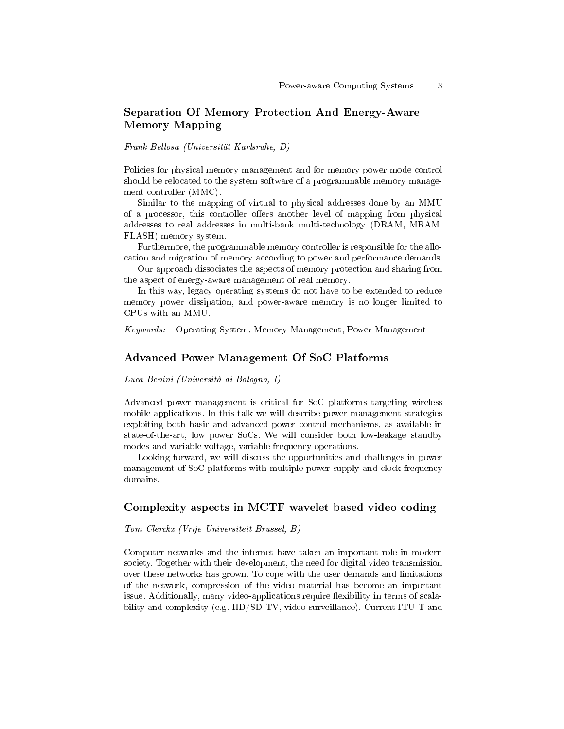## Separation Of Memory Protection And Energy-Aware Memory Mapping

*Frank Bellosa (Universität Karlsruhe, D)*

Policies for physical memory management and for memory power mode control should be relocated to the system software of a programmable memory management controller (MMC).

Similar to the mapping of virtual to physical addresses done by an MMU of a processor, this controller offers another level of mapping from physical addresses to real addresses in multi-bank multi-technology (DRAM, MRAM, FLASH) memory system.

Furthermore, the programmable memory controller is responsible for the allocation and migration of memory according to power and performance demands.

Our approach dissociates the aspects of memory protection and sharing from the aspect of energy-aware management of real memory.

In this way, legacy operating systems do not have to be extended to reduce memory power dissipation, and power-aware memory is no longer limited to CPUs with an MMU.

*Keywords:* Operating System, Memory Management, Power Management

## Advanced Power Management Of SoC Platforms

*Luca Benini (Università di Bologna, I)*

Advanced power management is critical for SoC platforms targeting wireless mobile applications. In this talk we will describe power management strategies exploiting both basic and advanced power control mechanisms, as available in state-of-the-art, low power SoCs. We will consider both low-leakage standby modes and variable-voltage, variable-frequency operations.

Looking forward, we will discuss the opportunities and challenges in power management of SoC platforms with multiple power supply and clock frequency domains.

## Complexity aspects in MCTF wavelet based video coding

*Tom Clerckx (Vrije Universiteit Brussel, B)*

Computer networks and the internet have taken an important role in modern society. Together with their development, the need for digital video transmission over these networks has grown. To cope with the user demands and limitations of the network, compression of the video material has become an important issue. Additionally, many video-applications require flexibility in terms of scalability and complexity (e.g. HD/SD-TV, video-surveillance). Current ITU-T and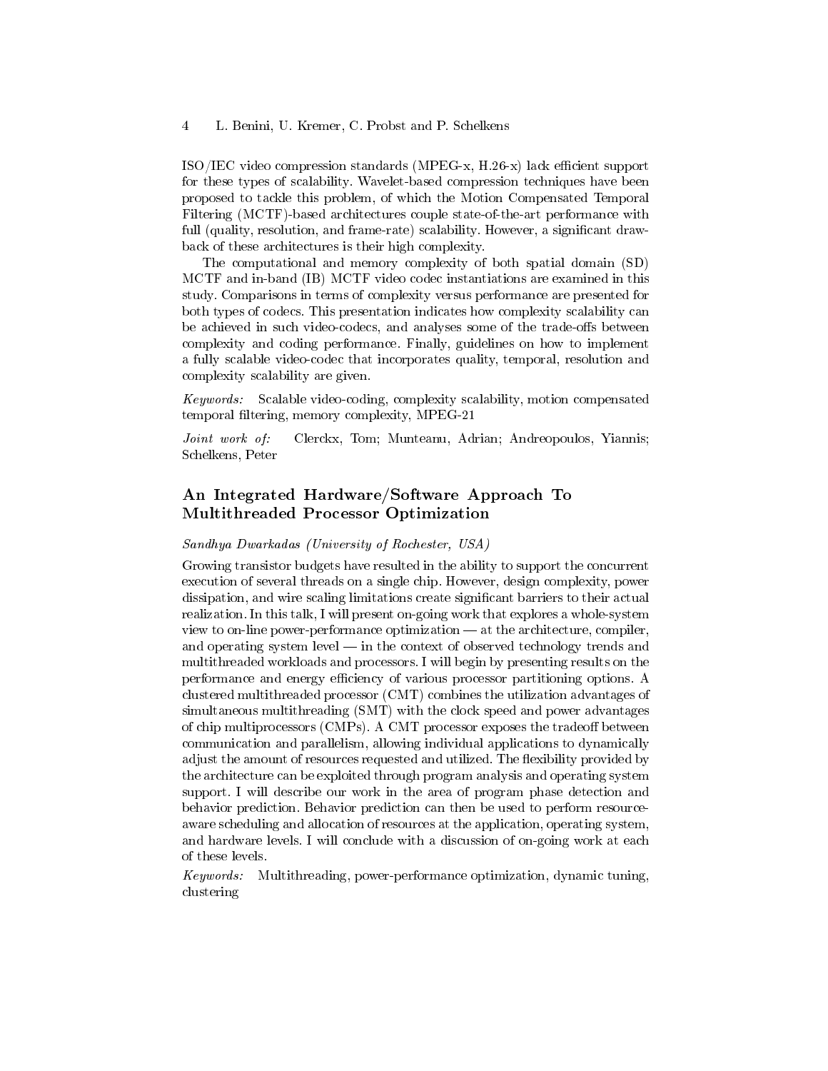ISO/IEC video compression standards (MPEG-x, H.26-x) lack efficient support for these types of scalability. Wavelet-based compression techniques have been proposed to tackle this problem, of which the Motion Compensated Temporal Filtering (MCTF)-based architectures couple state-of-the-art performance with full (quality, resolution, and frame-rate) scalability. However, a significant drawback of these architectures is their high complexity.

The computational and memory complexity of both spatial domain (SD) MCTF and in-band (IB) MCTF video codec instantiations are examined in this study. Comparisons in terms of complexity versus performance are presented for both types of codecs. This presentation indicates how complexity scalability can be achieved in such video-codecs, and analyses some of the trade-offs between complexity and coding performance. Finally, guidelines on how to implement a fully scalable video-codec that incorporates quality, temporal, resolution and complexity scalability are given.

*Keywords:* Scalable video-coding, complexity scalability, motion compensated temporal filtering, memory complexity, MPEG-21

*Joint work of:* Clerckx, Tom; Munteanu, Adrian; Andreopoulos, Yiannis; Schelkens, Peter

## An Integrated Hardware/Software Approach To Multithreaded Processor Optimization

*Sandhya Dwarkadas (University of Rochester, USA)*

Growing transistor budgets have resulted in the ability to support the concurrent execution of several threads on a single chip. However, design complexity, power dissipation, and wire scaling limitations create significant barriers to their actual realization. In this talk, I will present on-going work that explores a whole-system view to on-line power-performance optimization — at the architecture, compiler, and operating system level — in the context of observed technology trends and multithreaded workloads and processors. I will begin by presenting results on the performance and energy efficiency of various processor partitioning options. A clustered multithreaded processor (CMT) combines the utilization advantages of simultaneous multithreading (SMT) with the clock speed and power advantages of chip multiprocessors (CMPs). A CMT processor exposes the tradeoff between communication and parallelism, allowing individual applications to dynamically adjust the amount of resources requested and utilized. The flexibility provided by the architecture can be exploited through program analysis and operating system support. I will describe our work in the area of program phase detection and behavior prediction. Behavior prediction can then be used to perform resource-aware scheduling and allocation of resources at the application, operating system, and hardware levels. I will conclude with a discussion of on-going work at each of these levels.

*Keywords:* Multithreading, power-performance optimization, dynamic tuning, clustering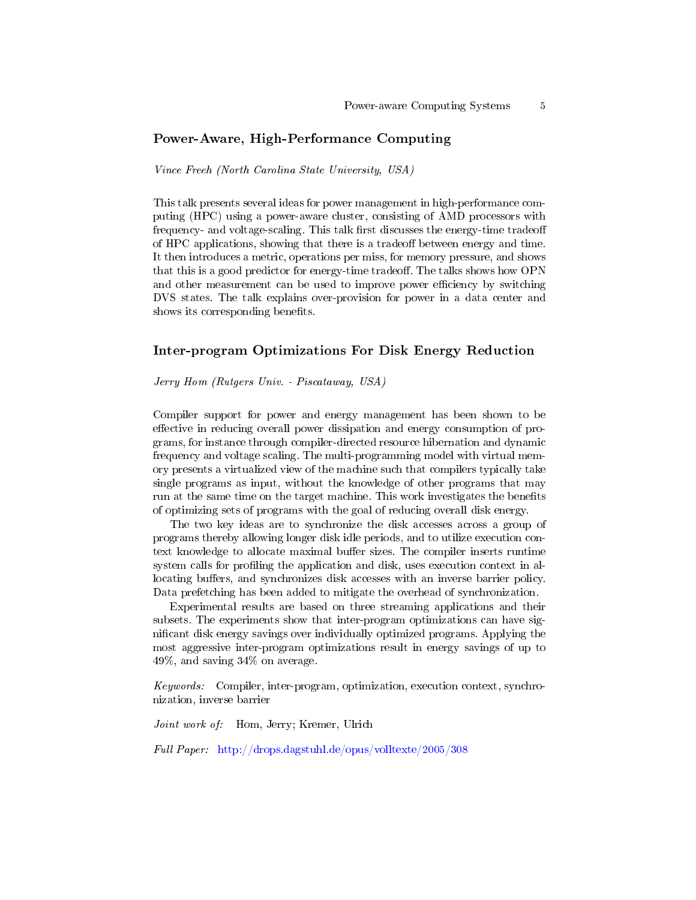## Power-Aware, High-Performance Computing

*Vince Freeh (North Carolina State University, USA)*

This talk presents several ideas for power management in high-performance computing (HPC) using a power-aware cluster, consisting of AMD processors with frequency- and voltage-scaling. This talk first discusses the energy-time tradeoff of HPC applications, showing that there is a tradeoff between energy and time. It then introduces a metric, operations per miss, for memory pressure, and shows that this is a good predictor for energy-time tradeoff. The talks shows how OPN and other measurement can be used to improve power efficiency by switching DVS states. The talk explains over-provision for power in a data center and shows its corresponding benefits.

## Inter-program Optimizations For Disk Energy Reduction

*Jerry Hom (Rutgers Univ. - Piscataway, USA)*

Compiler support for power and energy management has been shown to be effective in reducing overall power dissipation and energy consumption of programs, for instance through compiler-directed resource hibernation and dynamic frequency and voltage scaling. The multi-programming model with virtual memory presents a virtualized view of the machine such that compilers typically take single programs as input, without the knowledge of other programs that may run at the same time on the target machine. This work investigates the benefits of optimizing sets of programs with the goal of reducing overall disk energy.

The two key ideas are to synchronize the disk accesses across a group of programs thereby allowing longer disk idle periods, and to utilize execution context knowledge to allocate maximal buffer sizes. The compiler inserts runtime system calls for profiling the application and disk, uses execution context in allocating buffers, and synchronizes disk accesses with an inverse barrier policy. Data prefetching has been added to mitigate the overhead of synchronization.

Experimental results are based on three streaming applications and their subsets. The experiments show that inter-program optimizations can have significant disk energy savings over individually optimized programs. Applying the most aggressive inter-program optimizations result in energy savings of up to 49%, and saving 34% on average.

*Keywords:* Compiler, inter-program, optimization, execution context, synchronization, inverse barrier

*Joint work of:* Hom, Jerry; Kremer, Ulrich

*Full Paper:* http://drops.dagstuhl.de/opus/volltexte/2005/308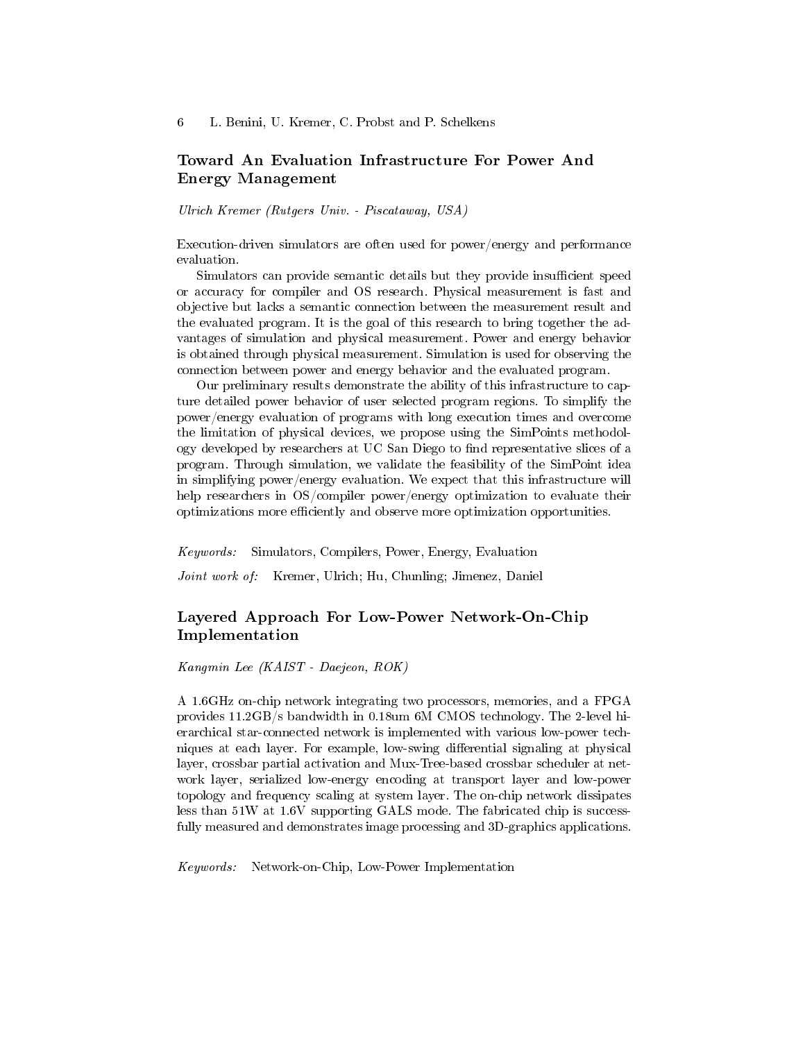## Toward An Evaluation Infrastructure For Power And Energy Management

*Ulrich Kremer (Rutgers Univ. - Piscataway, USA)*

Execution-driven simulators are often used for power/energy and performance evaluation.

Simulators can provide semantic details but they provide insufficient speed or accuracy for compiler and OS research. Physical measurement is fast and objective but lacks a semantic connection between the measurement result and the evaluated program. It is the goal of this research to bring together the advantages of simulation and physical measurement. Power and energy behavior is obtained through physical measurement. Simulation is used for observing the connection between power and energy behavior and the evaluated program.

Our preliminary results demonstrate the ability of this infrastructure to capture detailed power behavior of user selected program regions. To simplify the power/energy evaluation of programs with long execution times and overcome the limitation of physical devices, we propose using the SimPoints methodology developed by researchers at UC San Diego to find representative slices of a program. Through simulation, we validate the feasibility of the SimPoint idea in simplifying power/energy evaluation. We expect that this infrastructure will help researchers in OS/compiler power/energy optimization to evaluate their optimizations more efficiently and observe more optimization opportunities.

*Keywords:* Simulators, Compilers, Power, Energy, Evaluation

*Joint work of:* Kremer, Ulrich; Hu, Chunling; Jimenez, Daniel

## Layered Approach For Low-Power Network-On-Chip Implementation

*Kangmin Lee (KAIST - Daejeon, ROK)*

A 1.6GHz on-chip network integrating two processors, memories, and a FPGA provides 11.2GB/s bandwidth in 0.18um 6M CMOS technology. The 2-level hierarchical star-connected network is implemented with various low-power techniques at each layer. For example, low-swing differential signaling at physical layer, crossbar partial activation and Mux-Tree-based crossbar scheduler at network layer, serialized low-energy encoding at transport layer and low-power topology and frequency scaling at system layer. The on-chip network dissipates less than 51W at 1.6V supporting GALS mode. The fabricated chip is successfully measured and demonstrates image processing and 3D-graphics applications.

*Keywords:* Network-on-Chip, Low-Power Implementation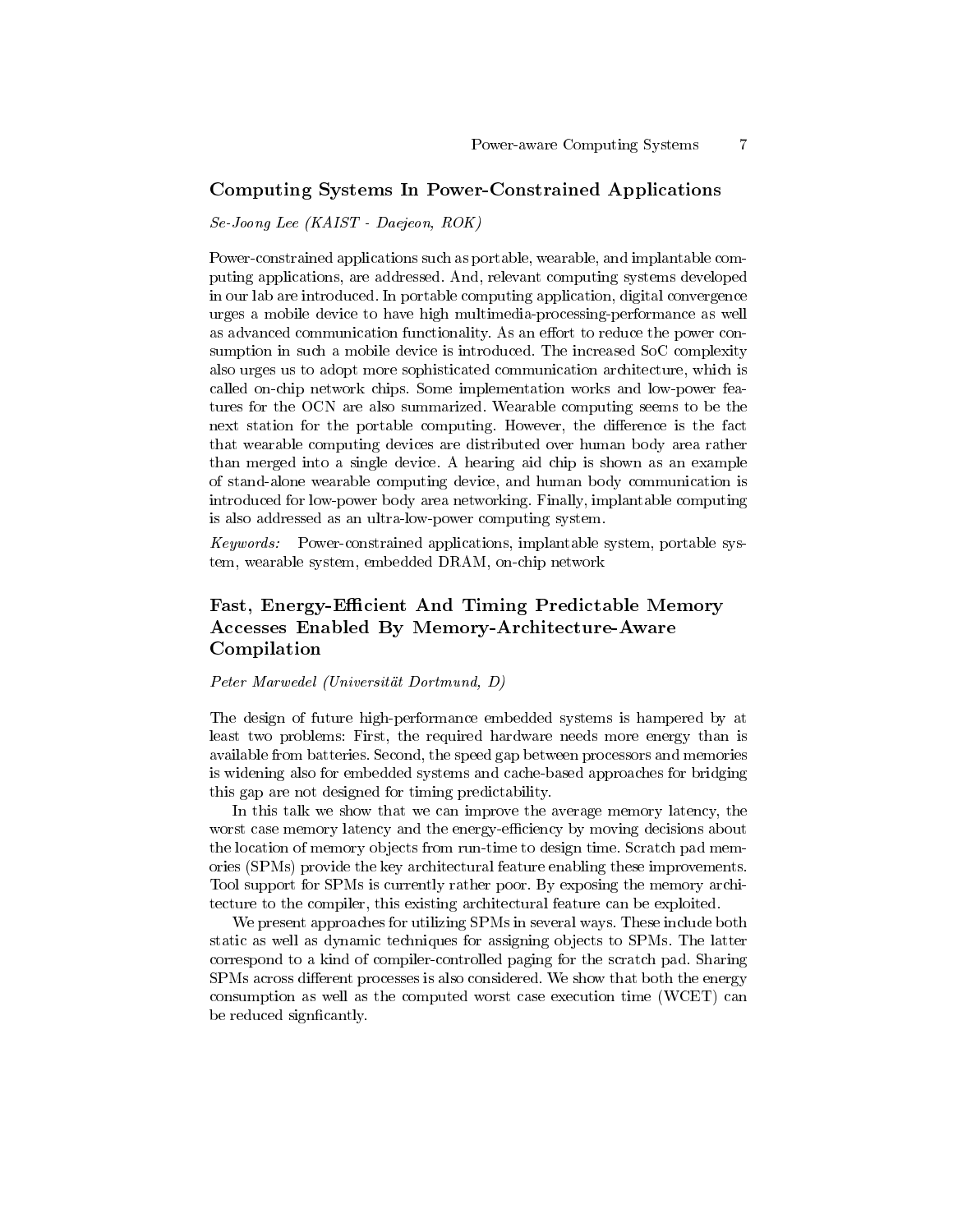## Computing Systems In Power-Constrained Applications

*Se-Joong Lee (KAIST - Daejeon, ROK)*

Power-constrained applications such as portable, wearable, and implantable computing applications, are addressed. And, relevant computing systems developed in our lab are introduced. In portable computing application, digital convergence urges a mobile device to have high multimedia-processing-performance as well as advanced communication functionality. As an effort to reduce the power consumption in such a mobile device is introduced. The increased SoC complexity also urges us to adopt more sophisticated communication architecture, which is called on-chip network chips. Some implementation works and low-power features for the OCN are also summarized. Wearable computing seems to be the next station for the portable computing. However, the difference is the fact that wearable computing devices are distributed over human body area rather than merged into a single device. A hearing aid chip is shown as an example of stand-alone wearable computing device, and human body communication is introduced for low-power body area networking. Finally, implantable computing is also addressed as an ultra-low-power computing system.

*Keywords:* Power-constrained applications, implantable system, portable system, wearable system, embedded DRAM, on-chip network

## Fast, Energy-Efficient And Timing Predictable Memory Accesses Enabled By Memory-Architecture-Aware Compilation

*Peter Marwedel (Universität Dortmund, D)*

The design of future high-performance embedded systems is hampered by at least two problems: First, the required hardware needs more energy than is available from batteries. Second, the speed gap between processors and memories is widening also for embedded systems and cache-based approaches for bridging this gap are not designed for timing predictability.

In this talk we show that we can improve the average memory latency, the worst case memory latency and the energy-efficiency by moving decisions about the location of memory objects from run-time to design time. Scratch pad memories (SPMs) provide the key architectural feature enabling these improvements. Tool support for SPMs is currently rather poor. By exposing the memory architecture to the compiler, this existing architectural feature can be exploited.

We present approaches for utilizing SPMs in several ways. These include both static as well as dynamic techniques for assigning objects to SPMs. The latter correspond to a kind of compiler-controlled paging for the scratch pad. Sharing SPMs across different processes is also considered. We show that both the energy consumption as well as the computed worst case execution time (WCET) can be reduced signficantly.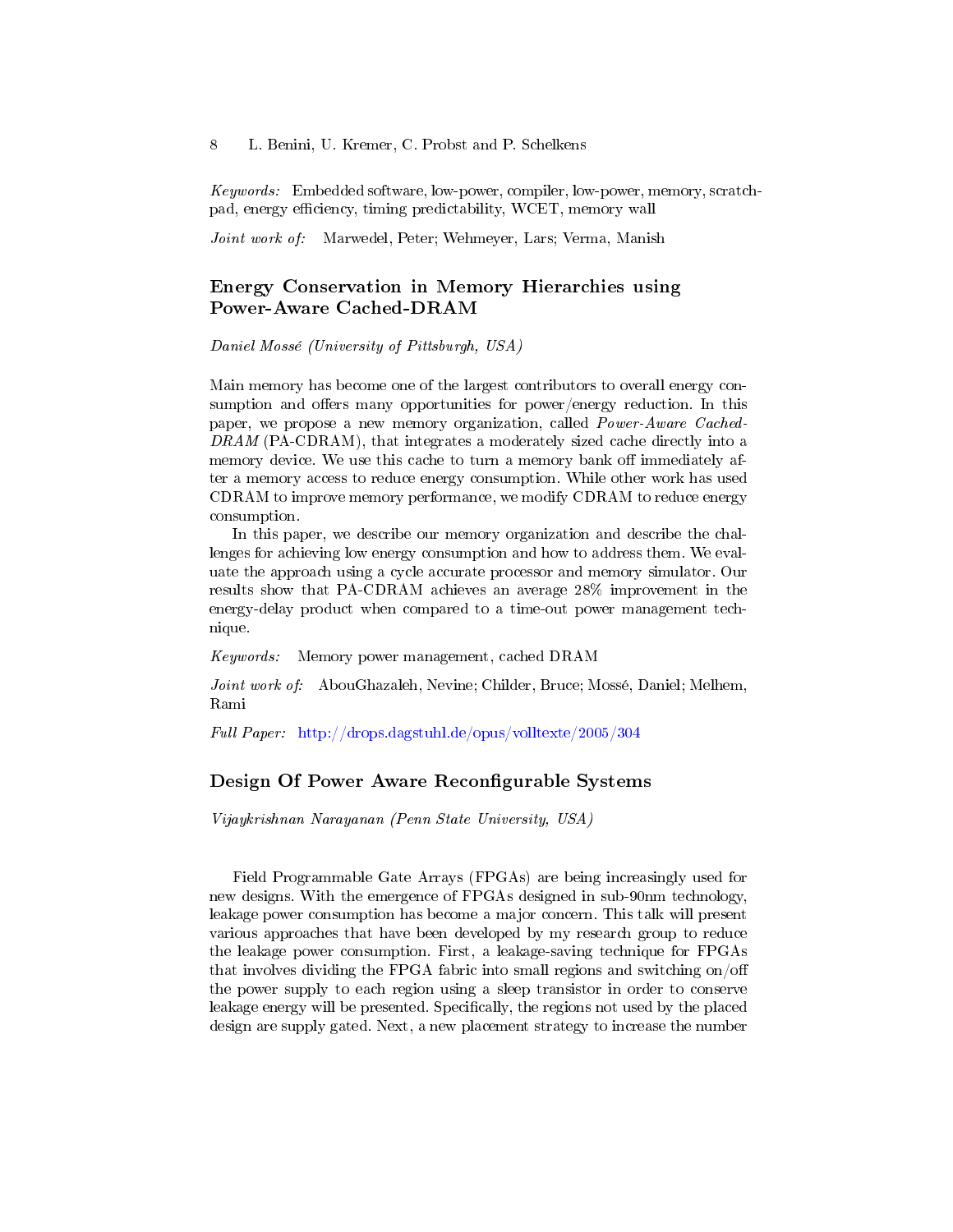*Keywords:* Embedded software, low-power, compiler, low-power, memory, scratch-pad, energy efficiency, timing predictability, WCET, memory wall

*Joint work of:* Marwedel, Peter; Wehmeyer, Lars; Verma, Manish

### Energy Conservation in Memory Hierarchies using Power-Aware Cached-DRAM

*Daniel Mossé (University of Pittsburgh, USA)*

Main memory has become one of the largest contributors to overall energy consumption and offers many opportunities for power/energy reduction. In this paper, we propose a new memory organization, called *Power-Aware Cached-DRAM* (PA-CDRAM), that integrates a moderately sized cache directly into a memory device. We use this cache to turn a memory bank off immediately after a memory access to reduce energy consumption. While other work has used CDRAM to improve memory performance, we modify CDRAM to reduce energy consumption.

In this paper, we describe our memory organization and describe the challenges for achieving low energy consumption and how to address them. We evaluate the approach using a cycle accurate processor and memory simulator. Our results show that PA-CDRAM achieves an average 28% improvement in the energy-delay product when compared to a time-out power management technique.

*Keywords:* Memory power management, cached DRAM

*Joint work of:* AbouGhazaleh, Nevine; Childer, Bruce; Mossé, Daniel; Melhem, Rami

*Full Paper:* http://drops.dagstuhl.de/opus/volltexte/2005/304

### Design Of Power Aware Reconfigurable Systems

*Vijaykrishnan Narayanan (Penn State University, USA)*

Field Programmable Gate Arrays (FPGAs) are being increasingly used for new designs. With the emergence of FPGAs designed in sub-90nm technology, leakage power consumption has become a major concern. This talk will present various approaches that have been developed by my research group to reduce the leakage power consumption. First, a leakage-saving technique for FPGAs that involves dividing the FPGA fabric into small regions and switching on/off the power supply to each region using a sleep transistor in order to conserve leakage energy will be presented. Specifically, the regions not used by the placed design are supply gated. Next, a new placement strategy to increase the number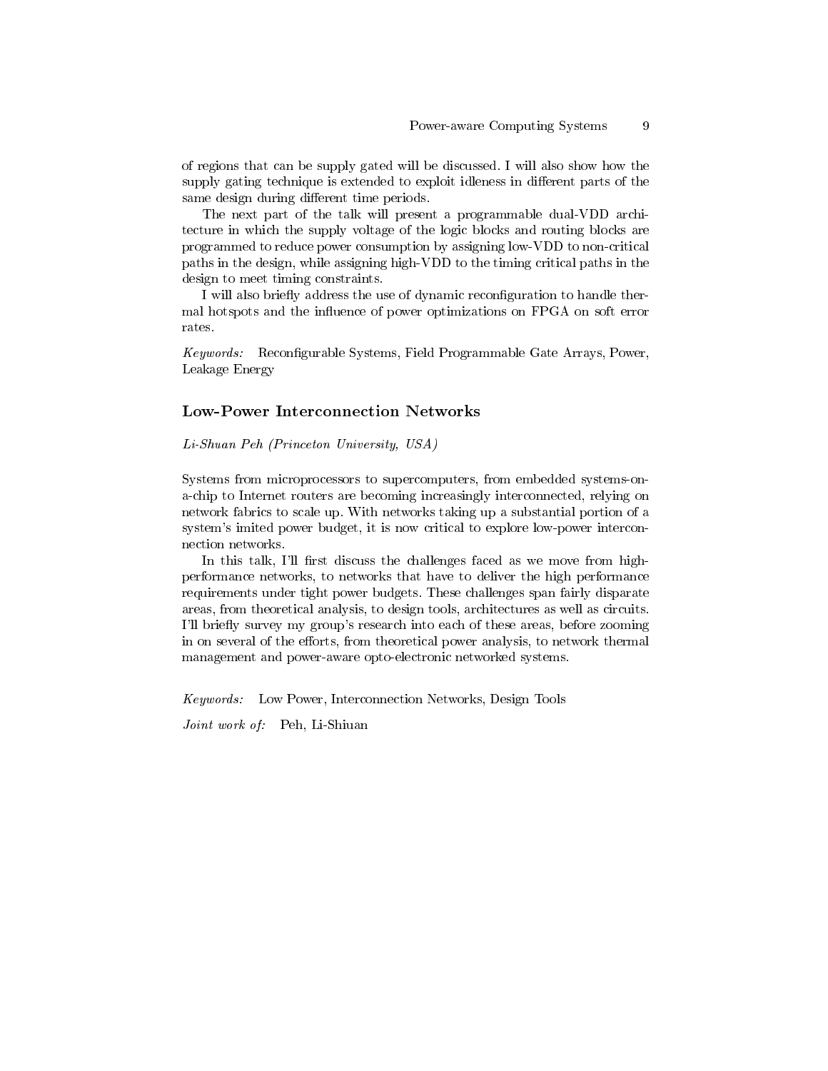of regions that can be supply gated will be discussed. I will also show how the supply gating technique is extended to exploit idleness in different parts of the same design during different time periods.

The next part of the talk will present a programmable dual-VDD architecture in which the supply voltage of the logic blocks and routing blocks are programmed to reduce power consumption by assigning low-VDD to non-critical paths in the design, while assigning high-VDD to the timing critical paths in the design to meet timing constraints.

I will also briefly address the use of dynamic reconfiguration to handle thermal hotspots and the influence of power optimizations on FPGA on soft error rates.

*Keywords:* Reconfigurable Systems, Field Programmable Gate Arrays, Power, Leakage Energy

## Low-Power Interconnection Networks

*Li-Shuan Peh (Princeton University, USA)*

Systems from microprocessors to supercomputers, from embedded systems-on-a-chip to Internet routers are becoming increasingly interconnected, relying on network fabrics to scale up. With networks taking up a substantial portion of a system's imited power budget, it is now critical to explore low-power interconnection networks.

In this talk, I'll first discuss the challenges faced as we move from high-performance networks, to networks that have to deliver the high performance requirements under tight power budgets. These challenges span fairly disparate areas, from theoretical analysis, to design tools, architectures as well as circuits. I'll briefly survey my group's research into each of these areas, before zooming in on several of the efforts, from theoretical power analysis, to network thermal management and power-aware opto-electronic networked systems.

*Keywords:* Low Power, Interconnection Networks, Design Tools

*Joint work of:* Peh, Li-Shiuan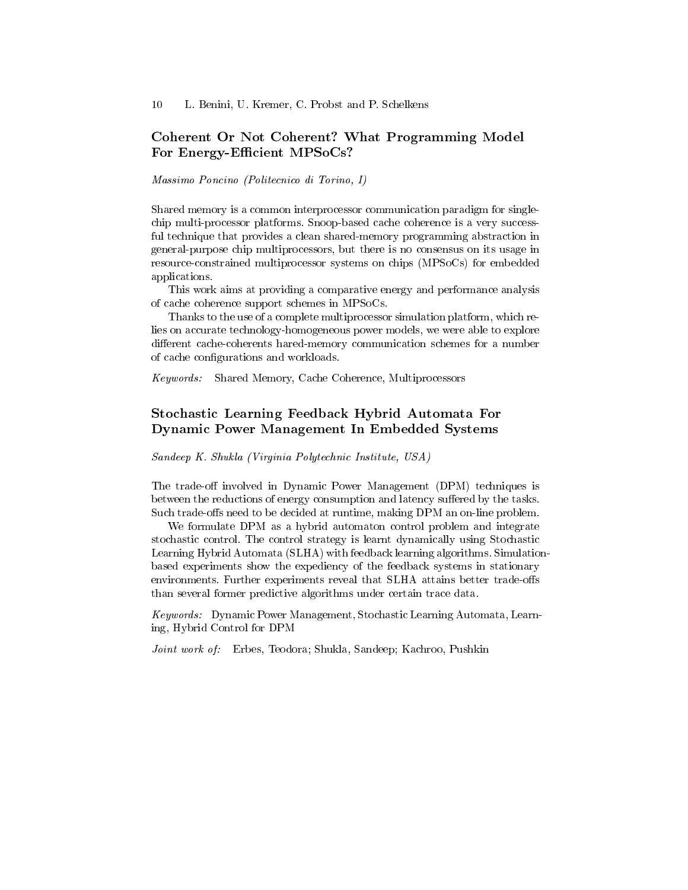## Coherent Or Not Coherent? What Programming Model For Energy-Efficient MPSoCs?

*Massimo Poncino (Politecnico di Torino, I)*

Shared memory is a common interprocessor communication paradigm for single-chip multi-processor platforms. Snoop-based cache coherence is a very successful technique that provides a clean shared-memory programming abstraction in general-purpose chip multiprocessors, but there is no consensus on its usage in resource-constrained multiprocessor systems on chips (MPSoCs) for embedded applications.

This work aims at providing a comparative energy and performance analysis of cache coherence support schemes in MPSoCs.

Thanks to the use of a complete multiprocessor simulation platform, which relies on accurate technology-homogeneous power models, we were able to explore different cache-coherents hared-memory communication schemes for a number of cache configurations and workloads.

*Keywords:* Shared Memory, Cache Coherence, Multiprocessors

## Stochastic Learning Feedback Hybrid Automata For Dynamic Power Management In Embedded Systems

*Sandeep K. Shukla (Virginia Polytechnic Institute, USA)*

The trade-off involved in Dynamic Power Management (DPM) techniques is between the reductions of energy consumption and latency suffered by the tasks. Such trade-offs need to be decided at runtime, making DPM an on-line problem.

We formulate DPM as a hybrid automaton control problem and integrate stochastic control. The control strategy is learnt dynamically using Stochastic Learning Hybrid Automata (SLHA) with feedback learning algorithms. Simulation-based experiments show the expediency of the feedback systems in stationary environments. Further experiments reveal that SLHA attains better trade-offs than several former predictive algorithms under certain trace data.

*Keywords:* Dynamic Power Management, Stochastic Learning Automata, Learning, Hybrid Control for DPM

*Joint work of:* Erbes, Teodora; Shukla, Sandeep; Kachroo, Pushkin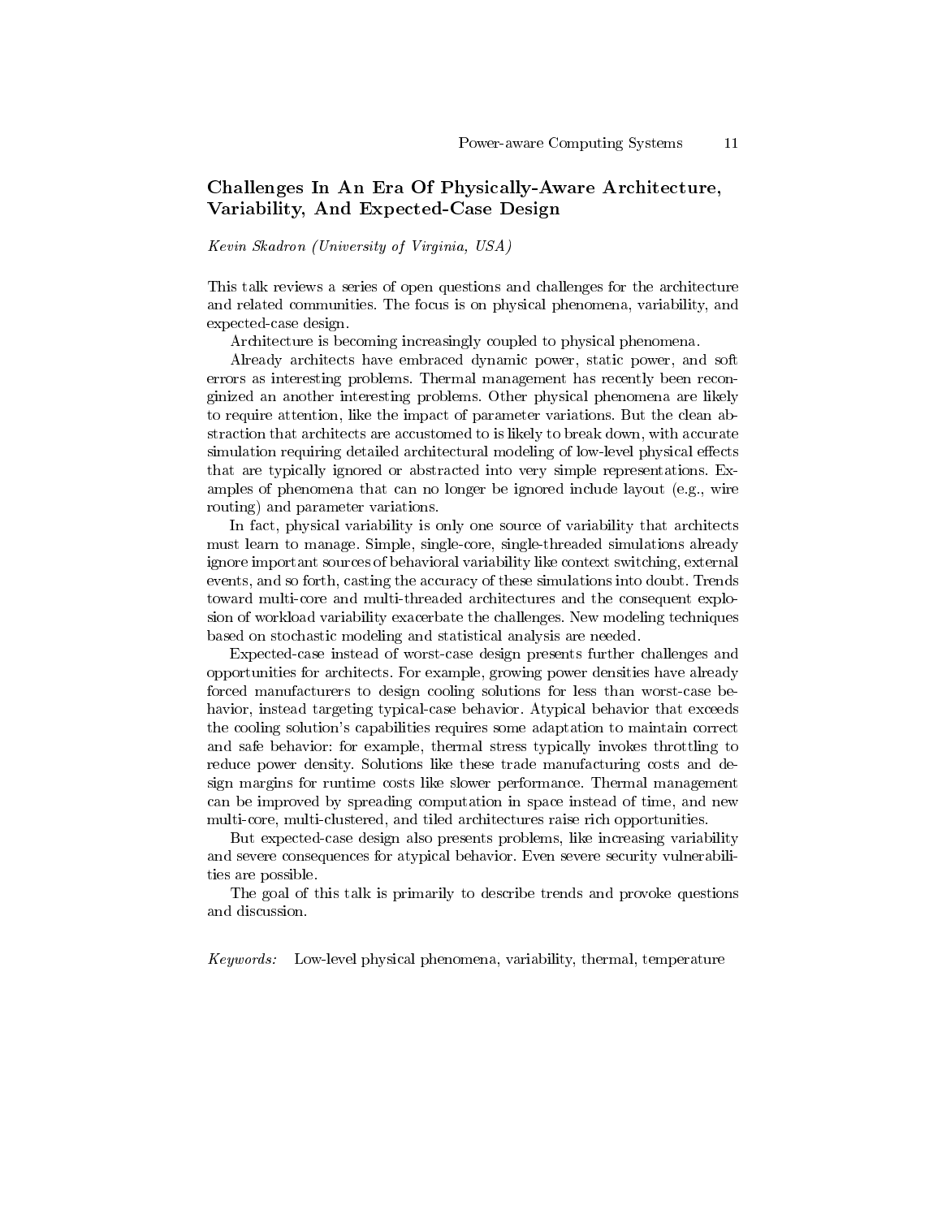## Challenges In An Era Of Physically-Aware Architecture, Variability, And Expected-Case Design

*Kevin Skadron (University of Virginia, USA)*

This talk reviews a series of open questions and challenges for the architecture and related communities. The focus is on physical phenomena, variability, and expected-case design.

Architecture is becoming increasingly coupled to physical phenomena.

Already architects have embraced dynamic power, static power, and soft errors as interesting problems. Thermal management has recently been recongizized an another interesting problems. Other physical phenomena are likely to require attention, like the impact of parameter variations. But the clean abstraction that architects are accustomed to is likely to break down, with accurate simulation requiring detailed architectural modeling of low-level physical effects that are typically ignored or abstracted into very simple representations. Examples of phenomena that can no longer be ignored include layout (e.g., wire routing) and parameter variations.

In fact, physical variability is only one source of variability that architects must learn to manage. Simple, single-core, single-threaded simulations already ignore important sources of behavioral variability like context switching, external events, and so forth, casting the accuracy of these simulations into doubt. Trends toward multi-core and multi-threaded architectures and the consequent explosion of workload variability exacerbate the challenges. New modeling techniques based on stochastic modeling and statistical analysis are needed.

Expected-case instead of worst-case design presents further challenges and opportunities for architects. For example, growing power densities have already forced manufacturers to design cooling solutions for less than worst-case behavior, instead targeting typical-case behavior. Atypical behavior that exceeds the cooling solution's capabilities requires some adaptation to maintain correct and safe behavior: for example, thermal stress typically invokes throttling to reduce power density. Solutions like these trade manufacturing costs and design margins for runtime costs like slower performance. Thermal management can be improved by spreading computation in space instead of time, and new multi-core, multi-clustered, and tiled architectures raise rich opportunities.

But expected-case design also presents problems, like increasing variability and severe consequences for atypical behavior. Even severe security vulnerabilities are possible.

The goal of this talk is primarily to describe trends and provoke questions and discussion.

*Keywords:* Low-level physical phenomena, variability, thermal, temperature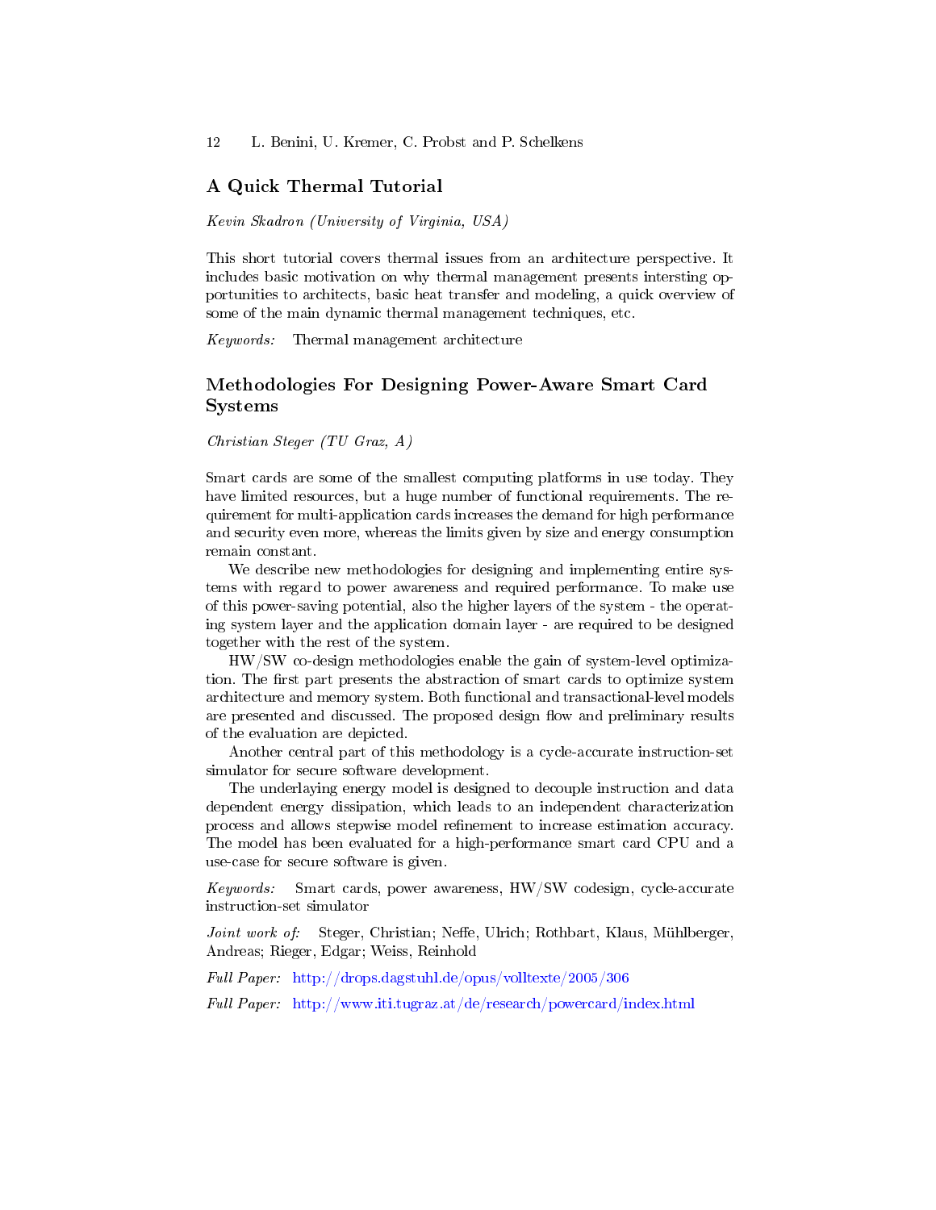## A Quick Thermal Tutorial

*Kevin Skadron (University of Virginia, USA)*

This short tutorial covers thermal issues from an architecture perspective. It includes basic motivation on why thermal management presents intersting opportunities to architects, basic heat transfer and modeling, a quick overview of some of the main dynamic thermal management techniques, etc.

*Keywords:* Thermal management architecture

## Methodologies For Designing Power-Aware Smart Card Systems

*Christian Steger (TU Graz, A)*

Smart cards are some of the smallest computing platforms in use today. They have limited resources, but a huge number of functional requirements. The requirement for multi-application cards increases the demand for high performance and security even more, whereas the limits given by size and energy consumption remain constant.

We describe new methodologies for designing and implementing entire systems with regard to power awareness and required performance. To make use of this power-saving potential, also the higher layers of the system - the operating system layer and the application domain layer - are required to be designed together with the rest of the system.

HW/SW co-design methodologies enable the gain of system-level optimization. The first part presents the abstraction of smart cards to optimize system architecture and memory system. Both functional and transactional-level models are presented and discussed. The proposed design flow and preliminary results of the evaluation are depicted.

Another central part of this methodology is a cycle-accurate instruction-set simulator for secure software development.

The underlaying energy model is designed to decouple instruction and data dependent energy dissipation, which leads to an independent characterization process and allows stepwise model refinement to increase estimation accuracy. The model has been evaluated for a high-performance smart card CPU and a use-case for secure software is given.

*Keywords:* Smart cards, power awareness, HW/SW codesign, cycle-accurate instruction-set simulator

*Joint work of:* Steger, Christian; Neffe, Ulrich; Rothbart, Klaus, Mühlberger, Andreas; Rieger, Edgar; Weiss, Reinhold

*Full Paper:* http://drops.dagstuhl.de/opus/volltexte/2005/306

*Full Paper:* http://www.iti.tugraz.at/de/research/powercard/index.html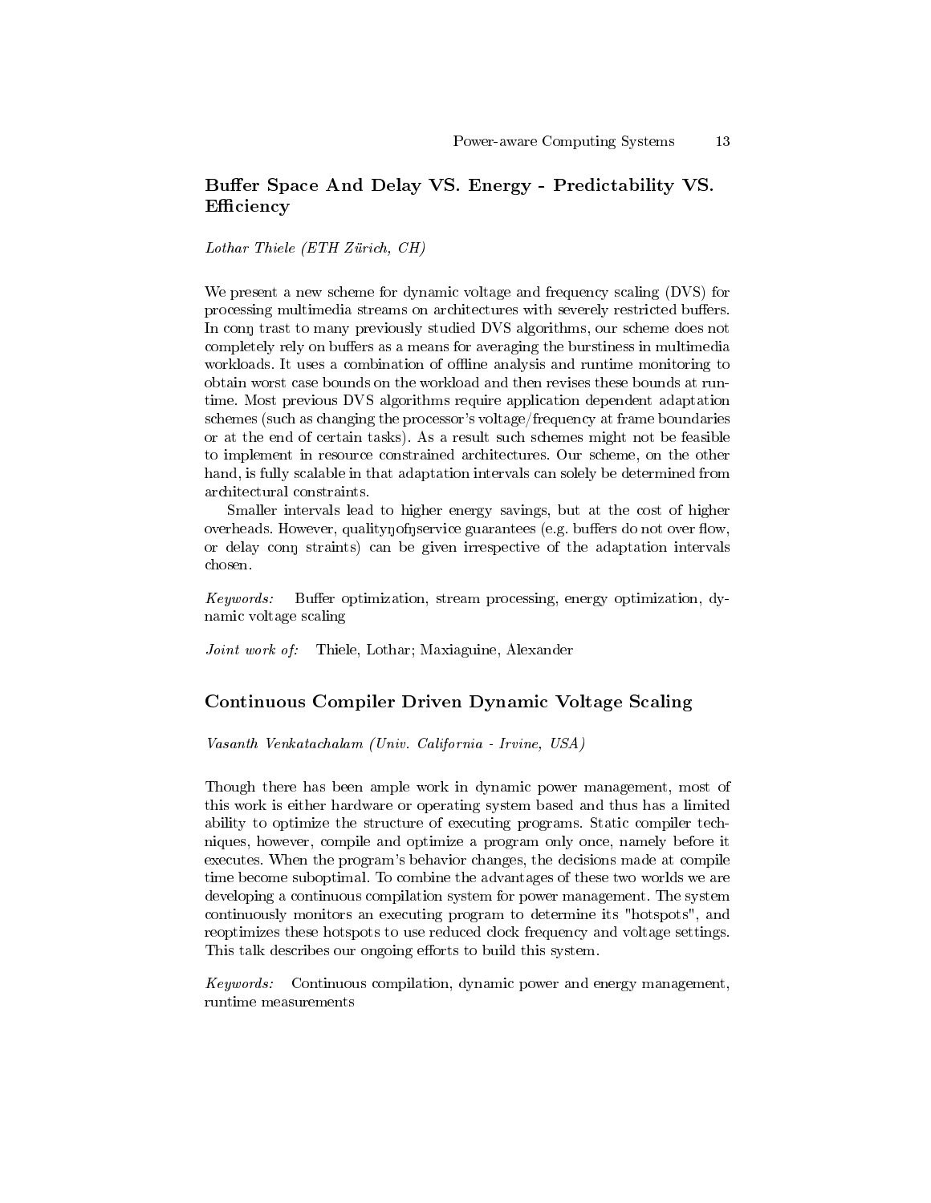## Buffer Space And Delay VS. Energy - Predictability VS. Efficiency

*Lothar Thiele (ETH Zürich, CH)*

We present a new scheme for dynamic voltage and frequency scaling (DVS) for processing multimedia streams on architectures with severely restricted buffers. In conŋ trast to many previously studied DVS algorithms, our scheme does not completely rely on buffers as a means for averaging the burstiness in multimedia workloads. It uses a combination of offline analysis and runtime monitoring to obtain worst case bounds on the workload and then revises these bounds at runtime. Most previous DVS algorithms require application dependent adaptation schemes (such as changing the processor's voltage/frequency at frame boundaries or at the end of certain tasks). As a result such schemes might not be feasible to implement in resource constrained architectures. Our scheme, on the other hand, is fully scalable in that adaptation intervals can solely be determined from architectural constraints.

Smaller intervals lead to higher energy savings, but at the cost of higher overheads. However, qualityŋofŋservice guarantees (e.g. buffers do not over flow, or delay conŋ straints) can be given irrespective of the adaptation intervals chosen.

*Keywords:* Buffer optimization, stream processing, energy optimization, dynamic voltage scaling

*Joint work of:* Thiele, Lothar; Maxiaguine, Alexander

## Continuous Compiler Driven Dynamic Voltage Scaling

*Vasanth Venkatachalam (Univ. California - Irvine, USA)*

Though there has been ample work in dynamic power management, most of this work is either hardware or operating system based and thus has a limited ability to optimize the structure of executing programs. Static compiler techniques, however, compile and optimize a program only once, namely before it executes. When the program's behavior changes, the decisions made at compile time become suboptimal. To combine the advantages of these two worlds we are developing a continuous compilation system for power management. The system continuously monitors an executing program to determine its "hotspots", and reoptimizes these hotspots to use reduced clock frequency and voltage settings. This talk describes our ongoing efforts to build this system.

*Keywords:* Continuous compilation, dynamic power and energy management, runtime measurements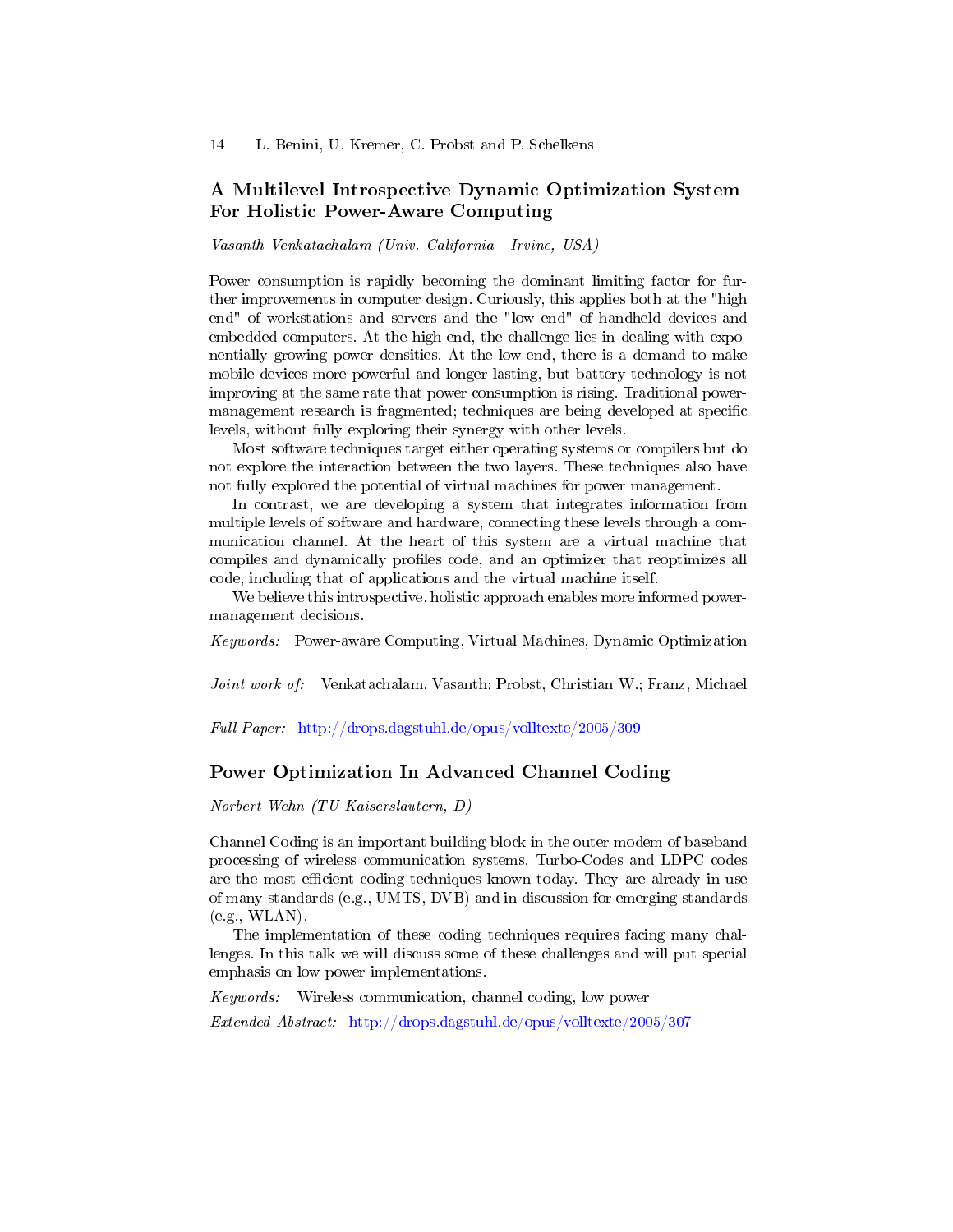## A Multilevel Introspective Dynamic Optimization System For Holistic Power-Aware Computing

*Vasanth Venkatachalam (Univ. California - Irvine, USA)*

Power consumption is rapidly becoming the dominant limiting factor for further improvements in computer design. Curiously, this applies both at the "high end" of workstations and servers and the "low end" of handheld devices and embedded computers. At the high-end, the challenge lies in dealing with exponentially growing power densities. At the low-end, there is a demand to make mobile devices more powerful and longer lasting, but battery technology is not improving at the same rate that power consumption is rising. Traditional power-management research is fragmented; techniques are being developed at specific levels, without fully exploring their synergy with other levels.

Most software techniques target either operating systems or compilers but do not explore the interaction between the two layers. These techniques also have not fully explored the potential of virtual machines for power management.

In contrast, we are developing a system that integrates information from multiple levels of software and hardware, connecting these levels through a communication channel. At the heart of this system are a virtual machine that compiles and dynamically profiles code, and an optimizer that reoptimizes all code, including that of applications and the virtual machine itself.

We believe this introspective, holistic approach enables more informed power-management decisions.

*Keywords:* Power-aware Computing, Virtual Machines, Dynamic Optimization

*Joint work of:* Venkatachalam, Vasanth; Probst, Christian W.; Franz, Michael

*Full Paper:* http://drops.dagstuhl.de/opus/volltexte/2005/309

## Power Optimization In Advanced Channel Coding

*Norbert Wehn (TU Kaiserslautern, D)*

Channel Coding is an important building block in the outer modem of baseband processing of wireless communication systems. Turbo-Codes and LDPC codes are the most efficient coding techniques known today. They are already in use of many standards (e.g., UMTS, DVB) and in discussion for emerging standards (e.g., WLAN).

The implementation of these coding techniques requires facing many challenges. In this talk we will discuss some of these challenges and will put special emphasis on low power implementations.

*Keywords:* Wireless communication, channel coding, low power

*Extended Abstract:* http://drops.dagstuhl.de/opus/volltexte/2005/307